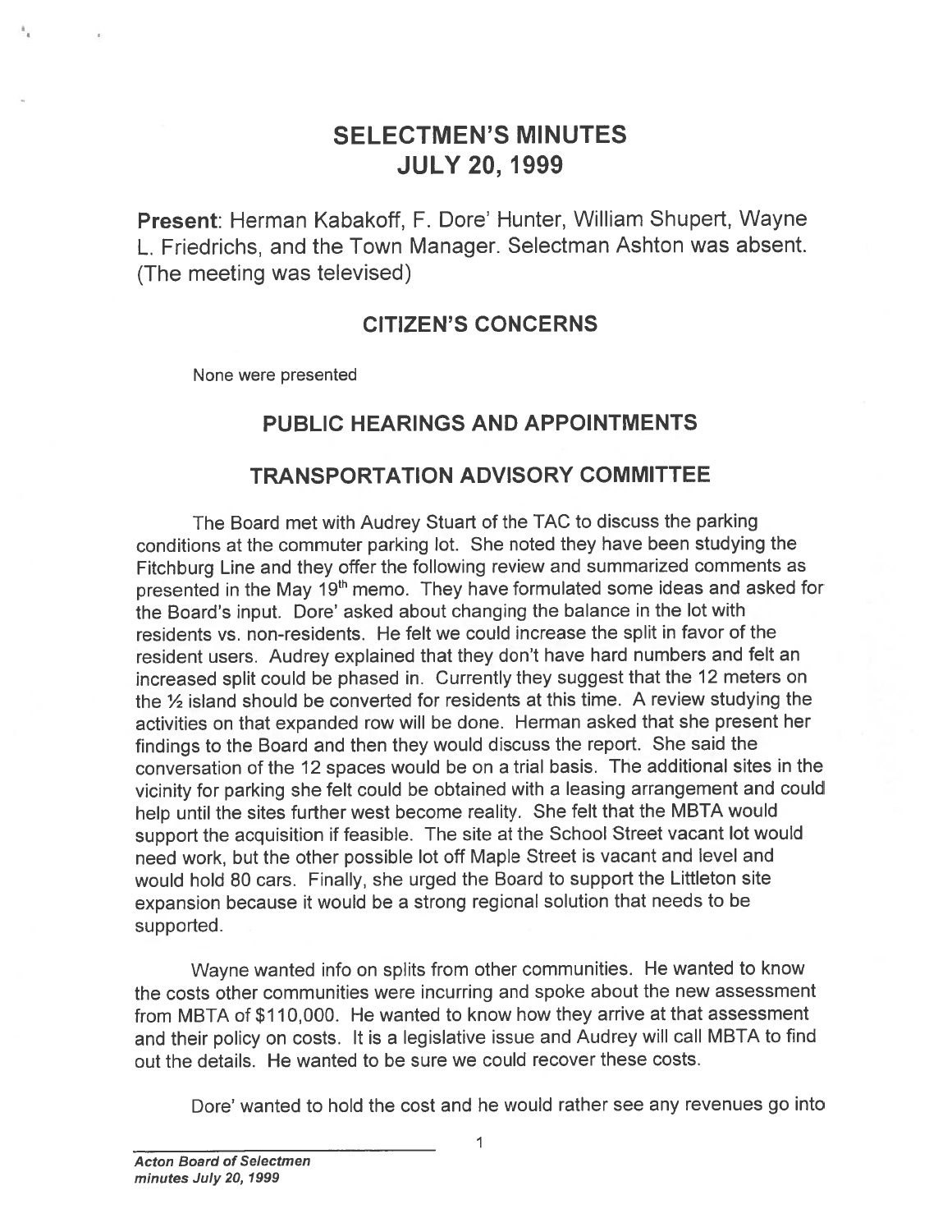# SELECTMEN'S MINUTES
# JULY 20, 1999

**Present**: Herman Kabakoff, F. Dore' Hunter, William Shupert, Wayne L. Friedrichs, and the Town Manager. Selectman Ashton was absent. (The meeting was televised)

## CITIZEN'S CONCERNS

None were presented

## PUBLIC HEARINGS AND APPOINTMENTS

## TRANSPORTATION ADVISORY COMMITTEE

The Board met with Audrey Stuart of the TAC to discuss the parking conditions at the commuter parking lot. She noted they have been studying the Fitchburg Line and they offer the following review and summarized comments as presented in the May 19th memo. They have formulated some ideas and asked for the Board's input. Dore' asked about changing the balance in the lot with residents vs. non-residents. He felt we could increase the split in favor of the resident users. Audrey explained that they don't have hard numbers and felt an increased split could be phased in. Currently they suggest that the 12 meters on the ½ island should be converted for residents at this time. A review studying the activities on that expanded row will be done. Herman asked that she present her findings to the Board and then they would discuss the report. She said the conversation of the 12 spaces would be on a trial basis. The additional sites in the vicinity for parking she felt could be obtained with a leasing arrangement and could help until the sites further west become reality. She felt that the MBTA would support the acquisition if feasible. The site at the School Street vacant lot would need work, but the other possible lot off Maple Street is vacant and level and would hold 80 cars. Finally, she urged the Board to support the Littleton site expansion because it would be a strong regional solution that needs to be supported.

Wayne wanted info on splits from other communities. He wanted to know the costs other communities were incurring and spoke about the new assessment from MBTA of $110,000. He wanted to know how they arrive at that assessment and their policy on costs. It is a legislative issue and Audrey will call MBTA to find out the details. He wanted to be sure we could recover these costs.

Dore' wanted to hold the cost and he would rather see any revenues go into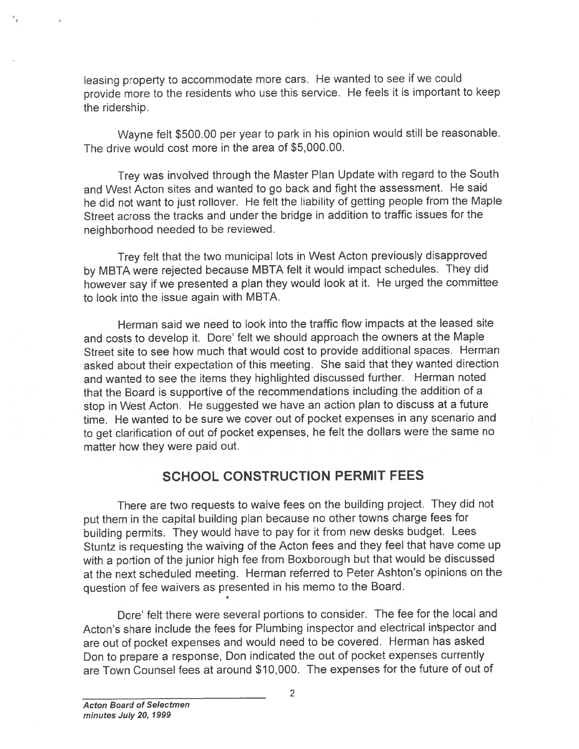leasing property to accommodate more cars. He wanted to see if we could provide more to the residents who use this service. He feels it is important to keep the ridership.

Wayne felt $500.00 per year to park in his opinion would still be reasonable. The drive would cost more in the area of $5,000.00.

Trey was involved through the Master Plan Update with regard to the South and West Acton sites and wanted to go back and fight the assessment. He said he did not want to just rollover. He felt the liability of getting people from the Maple Street across the tracks and under the bridge in addition to traffic issues for the neighborhood needed to be reviewed.

Trey felt that the two municipal lots in West Acton previously disapproved by MBTA were rejected because MBTA felt it would impact schedules. They did however say if we presented a plan they would look at it. He urged the committee to look into the issue again with MBTA.

Herman said we need to look into the traffic flow impacts at the leased site and costs to develop it. Dore' felt we should approach the owners at the Maple Street site to see how much that would cost to provide additional spaces. Herman asked about their expectation of this meeting. She said that they wanted direction and wanted to see the items they highlighted discussed further. Herman noted that the Board is supportive of the recommendations including the addition of a stop in West Acton. He suggested we have an action plan to discuss at a future time. He wanted to be sure we cover out of pocket expenses in any scenario and to get clarification of out of pocket expenses, he felt the dollars were the same no matter how they were paid out.

## SCHOOL CONSTRUCTION PERMIT FEES

There are two requests to waive fees on the building project. They did not put them in the capital building plan because no other towns charge fees for building permits. They would have to pay for it from new desks budget. Lees Stuntz is requesting the waiving of the Acton fees and they feel that have come up with a portion of the junior high fee from Boxborough but that would be discussed at the next scheduled meeting. Herman referred to Peter Ashton's opinions on the question of fee waivers as presented in his memo to the Board.

Dore' felt there were several portions to consider. The fee for the local and Acton's share include the fees for Plumbing inspector and electrical inspector and are out of pocket expenses and would need to be covered. Herman has asked Don to prepare a response, Don indicated the out of pocket expenses currently are Town Counsel fees at around $10,000. The expenses for the future of out of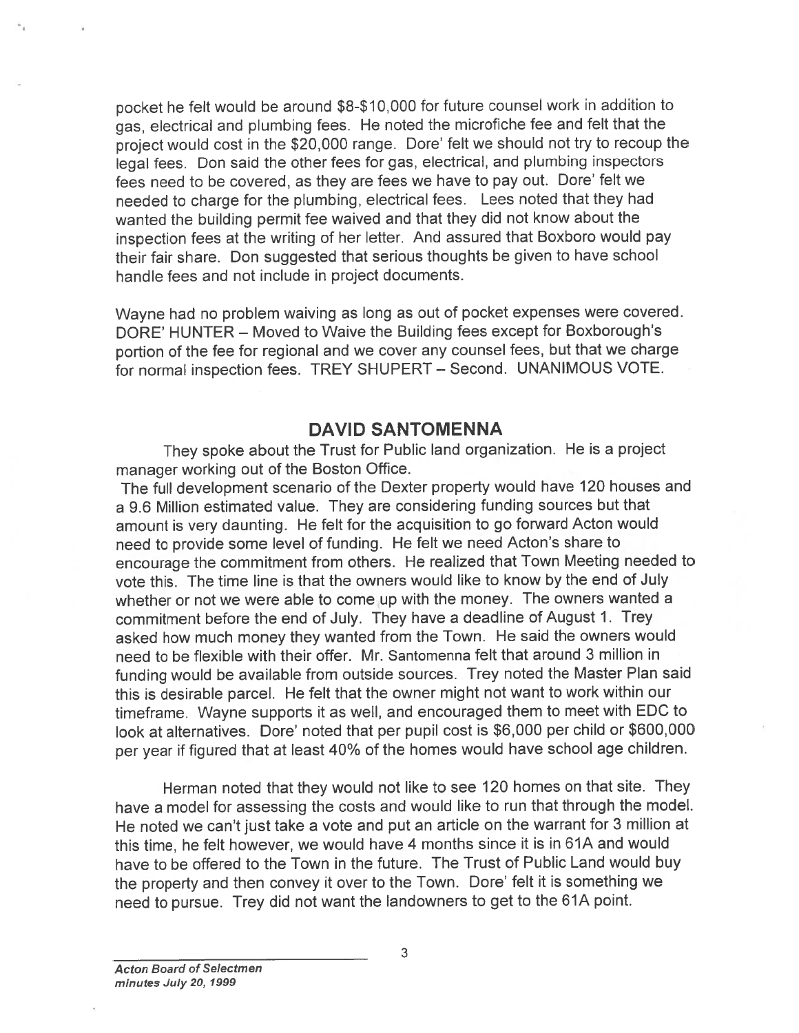pocket he felt would be around $8-$10,000 for future counsel work in addition to gas, electrical and plumbing fees. He noted the microfiche fee and felt that the project would cost in the $20,000 range. Dore' felt we should not try to recoup the legal fees. Don said the other fees for gas, electrical, and plumbing inspectors fees need to be covered, as they are fees we have to pay out. Dore' felt we needed to charge for the plumbing, electrical fees. Lees noted that they had wanted the building permit fee waived and that they did not know about the inspection fees at the writing of her letter. And assured that Boxboro would pay their fair share. Don suggested that serious thoughts be given to have school handle fees and not include in project documents.

Wayne had no problem waiving as long as out of pocket expenses were covered. DORE' HUNTER – Moved to Waive the Building fees except for Boxborough's portion of the fee for regional and we cover any counsel fees, but that we charge for normal inspection fees. TREY SHUPERT – Second. UNANIMOUS VOTE.

## DAVID SANTOMENNA

They spoke about the Trust for Public land organization. He is a project manager working out of the Boston Office.

The full development scenario of the Dexter property would have 120 houses and a 9.6 Million estimated value. They are considering funding sources but that amount is very daunting. He felt for the acquisition to go forward Acton would need to provide some level of funding. He felt we need Acton's share to encourage the commitment from others. He realized that Town Meeting needed to vote this. The time line is that the owners would like to know by the end of July whether or not we were able to come up with the money. The owners wanted a commitment before the end of July. They have a deadline of August 1. Trey asked how much money they wanted from the Town. He said the owners would need to be flexible with their offer. Mr. Santomenna felt that around 3 million in funding would be available from outside sources. Trey noted the Master Plan said this is desirable parcel. He felt that the owner might not want to work within our timeframe. Wayne supports it as well, and encouraged them to meet with EDC to look at alternatives. Dore' noted that per pupil cost is $6,000 per child or $600,000 per year if figured that at least 40% of the homes would have school age children.

Herman noted that they would not like to see 120 homes on that site. They have a model for assessing the costs and would like to run that through the model. He noted we can't just take a vote and put an article on the warrant for 3 million at this time, he felt however, we would have 4 months since it is in 61A and would have to be offered to the Town in the future. The Trust of Public Land would buy the property and then convey it over to the Town. Dore' felt it is something we need to pursue. Trey did not want the landowners to get to the 61A point.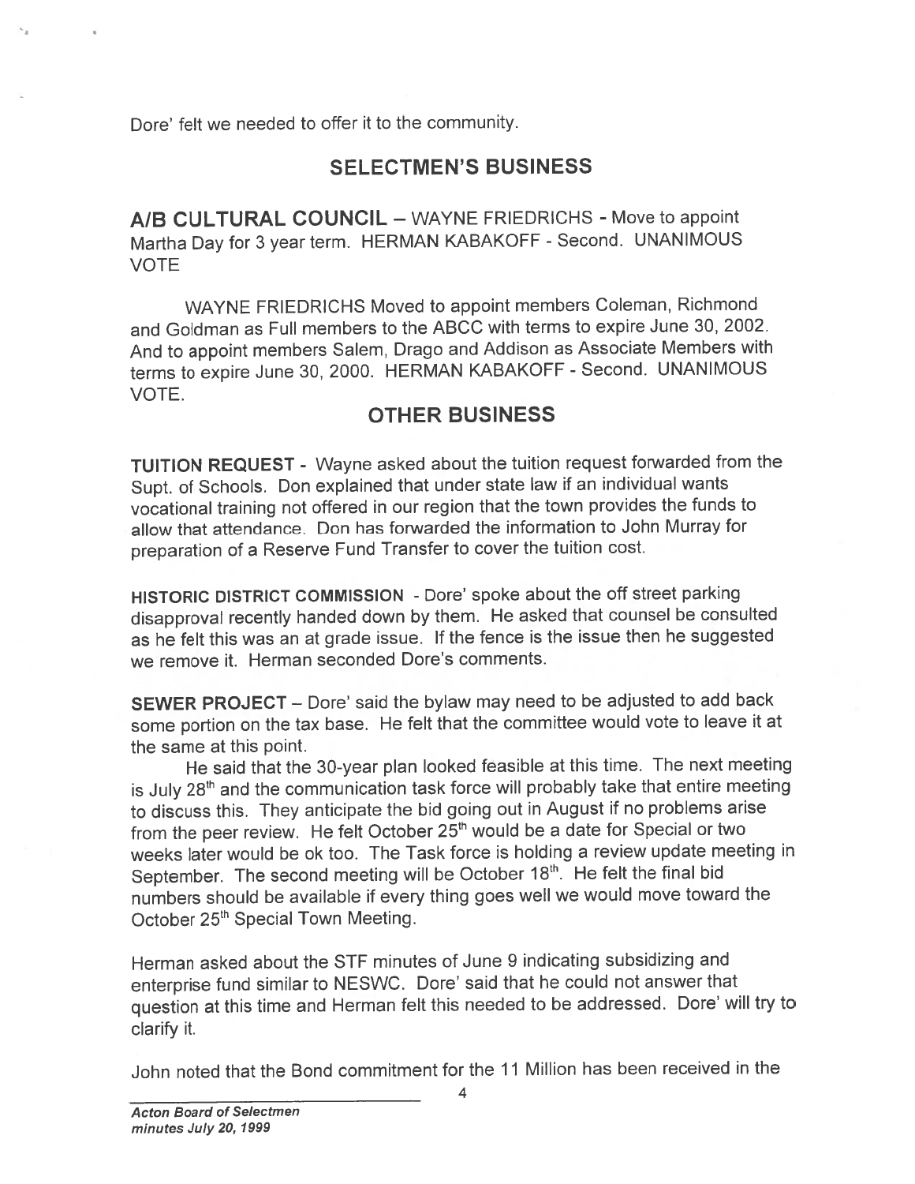Dore' felt we needed to offer it to the community.

## SELECTMEN'S BUSINESS

**A/B CULTURAL COUNCIL** – WAYNE FRIEDRICHS - Move to appoint Martha Day for 3 year term. HERMAN KABAKOFF - Second. UNANIMOUS VOTE

WAYNE FRIEDRICHS Moved to appoint members Coleman, Richmond and Goldman as Full members to the ABCC with terms to expire June 30, 2002. And to appoint members Salem, Drago and Addison as Associate Members with terms to expire June 30, 2000. HERMAN KABAKOFF - Second. UNANIMOUS VOTE.

## OTHER BUSINESS

**TUITION REQUEST** - Wayne asked about the tuition request forwarded from the Supt. of Schools. Don explained that under state law if an individual wants vocational training not offered in our region that the town provides the funds to allow that attendance. Don has forwarded the information to John Murray for preparation of a Reserve Fund Transfer to cover the tuition cost.

**HISTORIC DISTRICT COMMISSION** - Dore' spoke about the off street parking disapproval recently handed down by them. He asked that counsel be consulted as he felt this was an at grade issue. If the fence is the issue then he suggested we remove it. Herman seconded Dore's comments.

**SEWER PROJECT** – Dore' said the bylaw may need to be adjusted to add back some portion on the tax base. He felt that the committee would vote to leave it at the same at this point.

He said that the 30-year plan looked feasible at this time. The next meeting is July 28th and the communication task force will probably take that entire meeting to discuss this. They anticipate the bid going out in August if no problems arise from the peer review. He felt October 25th would be a date for Special or two weeks later would be ok too. The Task force is holding a review update meeting in September. The second meeting will be October 18th. He felt the final bid numbers should be available if every thing goes well we would move toward the October 25th Special Town Meeting.

Herman asked about the STF minutes of June 9 indicating subsidizing and enterprise fund similar to NESWC. Dore' said that he could not answer that question at this time and Herman felt this needed to be addressed. Dore' will try to clarify it.

John noted that the Bond commitment for the 11 Million has been received in the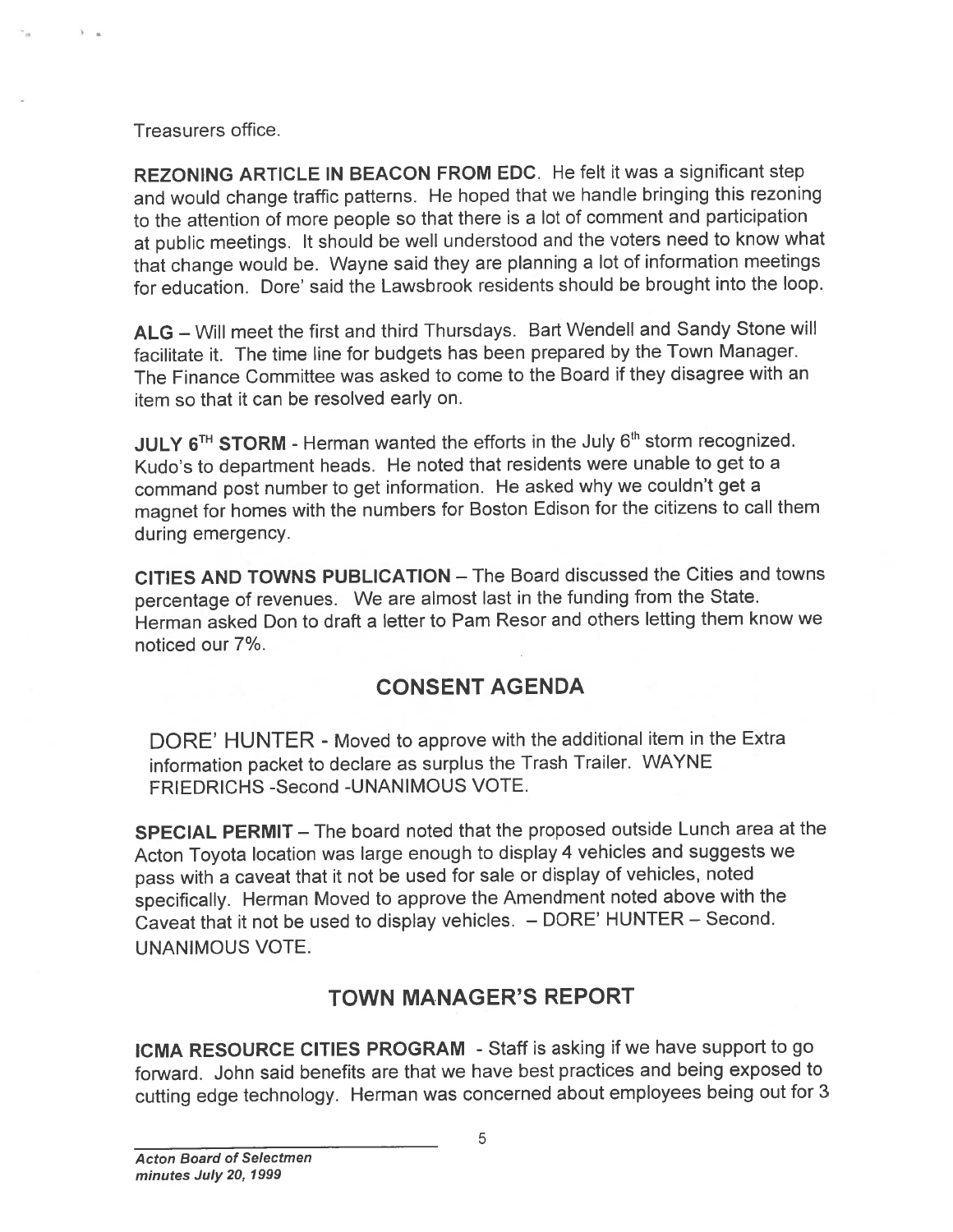Treasurers office.

**REZONING ARTICLE IN BEACON FROM EDC**. He felt it was a significant step and would change traffic patterns. He hoped that we handle bringing this rezoning to the attention of more people so that there is a lot of comment and participation at public meetings. It should be well understood and the voters need to know what that change would be. Wayne said they are planning a lot of information meetings for education. Dore' said the Lawsbrook residents should be brought into the loop.

**ALG** – Will meet the first and third Thursdays. Bart Wendell and Sandy Stone will facilitate it. The time line for budgets has been prepared by the Town Manager. The Finance Committee was asked to come to the Board if they disagree with an item so that it can be resolved early on.

**JULY 6TH STORM** - Herman wanted the efforts in the July 6th storm recognized. Kudo's to department heads. He noted that residents were unable to get to a command post number to get information. He asked why we couldn't get a magnet for homes with the numbers for Boston Edison for the citizens to call them during emergency.

**CITIES AND TOWNS PUBLICATION** – The Board discussed the Cities and towns percentage of revenues. We are almost last in the funding from the State. Herman asked Don to draft a letter to Pam Resor and others letting them know we noticed our 7%.

## CONSENT AGENDA

DORE' HUNTER - Moved to approve with the additional item in the Extra information packet to declare as surplus the Trash Trailer. WAYNE FRIEDRICHS -Second -UNANIMOUS VOTE.

**SPECIAL PERMIT** – The board noted that the proposed outside Lunch area at the Acton Toyota location was large enough to display 4 vehicles and suggests we pass with a caveat that it not be used for sale or display of vehicles, noted specifically. Herman Moved to approve the Amendment noted above with the Caveat that it not be used to display vehicles. – DORE' HUNTER – Second. UNANIMOUS VOTE.

## TOWN MANAGER'S REPORT

**ICMA RESOURCE CITIES PROGRAM** - Staff is asking if we have support to go forward. John said benefits are that we have best practices and being exposed to cutting edge technology. Herman was concerned about employees being out for 3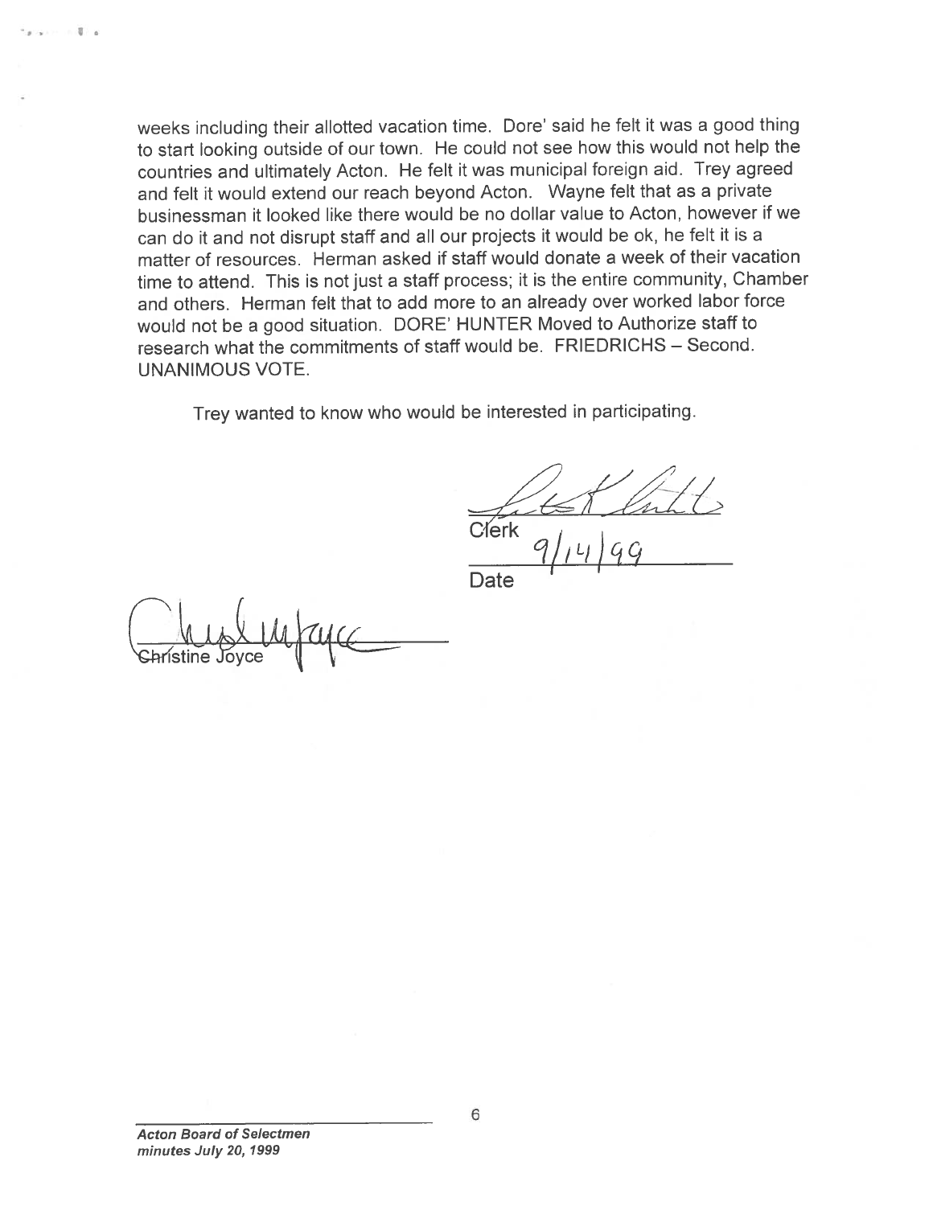weeks including their allotted vacation time. Dore' said he felt it was a good thing to start looking outside of our town. He could not see how this would not help the countries and ultimately Acton. He felt it was municipal foreign aid. Trey agreed and felt it would extend our reach beyond Acton. Wayne felt that as a private businessman it looked like there would be no dollar value to Acton, however if we can do it and not disrupt staff and all our projects it would be ok, he felt it is a matter of resources. Herman asked if staff would donate a week of their vacation time to attend. This is not just a staff process; it is the entire community, Chamber and others. Herman felt that to add more to an already over worked labor force would not be a good situation. DORE' HUNTER Moved to Authorize staff to research what the commitments of staff would be. FRIEDRICHS – Second. UNANIMOUS VOTE.

Trey wanted to know who would be interested in participating.

Clerk

9/14/99

Date

Christine Joyce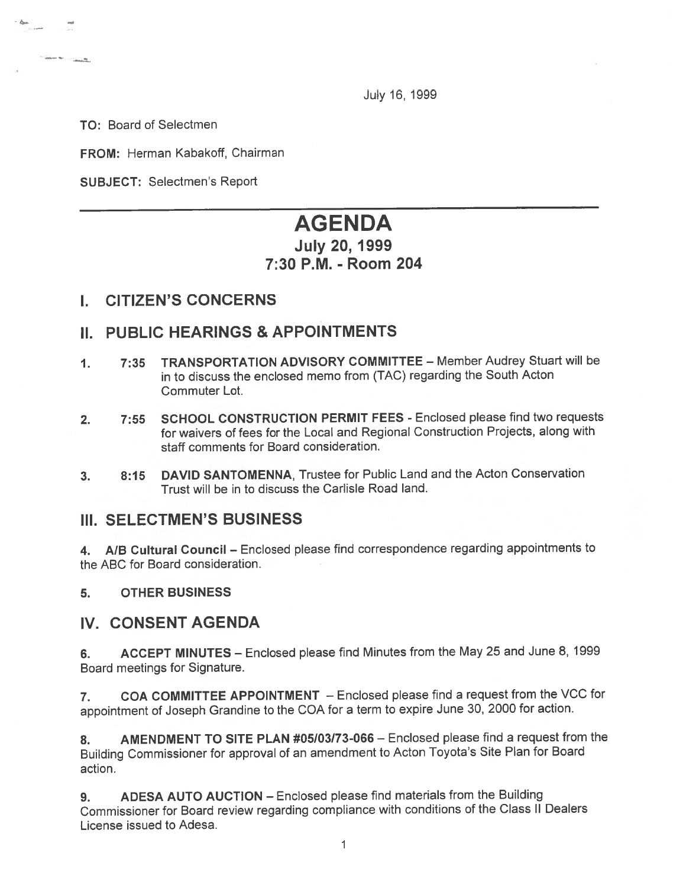July 16, 1999

**TO:** Board of Selectmen

**FROM:** Herman Kabakoff, Chairman

**SUBJECT:** Selectmen's Report

# AGENDA

## July 20, 1999
## 7:30 P.M. - Room 204

## I. CITIZEN'S CONCERNS

## II. PUBLIC HEARINGS & APPOINTMENTS

1. 7:35 **TRANSPORTATION ADVISORY COMMITTEE** – Member Audrey Stuart will be in to discuss the enclosed memo from (TAC) regarding the South Acton Commuter Lot.

2. 7:55 **SCHOOL CONSTRUCTION PERMIT FEES** - Enclosed please find two requests for waivers of fees for the Local and Regional Construction Projects, along with staff comments for Board consideration.

3. 8:15 **DAVID SANTOMENNA**, Trustee for Public Land and the Acton Conservation Trust will be in to discuss the Carlisle Road land.

## III. SELECTMEN'S BUSINESS

4. **A/B Cultural Council** – Enclosed please find correspondence regarding appointments to the ABC for Board consideration.

5. **OTHER BUSINESS**

## IV. CONSENT AGENDA

6. **ACCEPT MINUTES** – Enclosed please find Minutes from the May 25 and June 8, 1999 Board meetings for Signature.

7. **COA COMMITTEE APPOINTMENT** – Enclosed please find a request from the VCC for appointment of Joseph Grandine to the COA for a term to expire June 30, 2000 for action.

8. **AMENDMENT TO SITE PLAN #05/03/73-066** – Enclosed please find a request from the Building Commissioner for approval of an amendment to Acton Toyota's Site Plan for Board action.

9. **ADESA AUTO AUCTION** – Enclosed please find materials from the Building Commissioner for Board review regarding compliance with conditions of the Class II Dealers License issued to Adesa.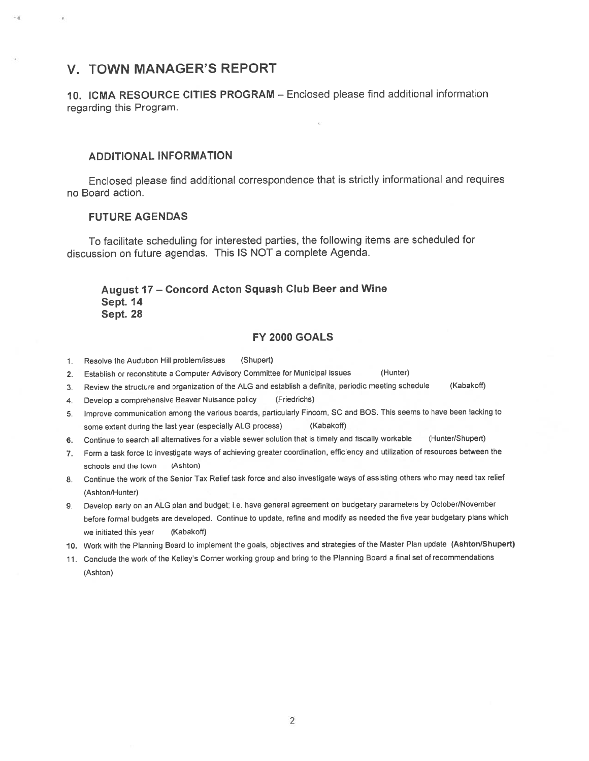## V. TOWN MANAGER'S REPORT

**10. ICMA RESOURCE CITIES PROGRAM** – Enclosed please find additional information regarding this Program.

### ADDITIONAL INFORMATION

Enclosed please find additional correspondence that is strictly informational and requires no Board action.

### FUTURE AGENDAS

To facilitate scheduling for interested parties, the following items are scheduled for discussion on future agendas. This IS NOT a complete Agenda.

**August 17 – Concord Acton Squash Club Beer and Wine**
**Sept. 14**
**Sept. 28**

### FY 2000 GOALS

1. Resolve the Audubon Hill problem/issues (Shupert)
2. Establish or reconstitute a Computer Advisory Committee for Municipal issues (Hunter)
3. Review the structure and organization of the ALG and establish a definite, periodic meeting schedule (Kabakoff)
4. Develop a comprehensive Beaver Nuisance policy (Friedrichs)
5. Improve communication among the various boards, particularly Fincom, SC and BOS. This seems to have been lacking to some extent during the last year (especially ALG process) (Kabakoff)
6. Continue to search all alternatives for a viable sewer solution that is timely and fiscally workable (Hunter/Shupert)
7. Form a task force to investigate ways of achieving greater coordination, efficiency and utilization of resources between the schools and the town (Ashton)
8. Continue the work of the Senior Tax Relief task force and also investigate ways of assisting others who may need tax relief (Ashton/Hunter)
9. Develop early on an ALG plan and budget; i.e. have general agreement on budgetary parameters by October/November before formal budgets are developed. Continue to update, refine and modify as needed the five year budgetary plans which we initiated this year (Kabakoff)
10. Work with the Planning Board to implement the goals, objectives and strategies of the Master Plan update (Ashton/Shupert)
11. Conclude the work of the Kelley's Corner working group and bring to the Planning Board a final set of recommendations (Ashton)